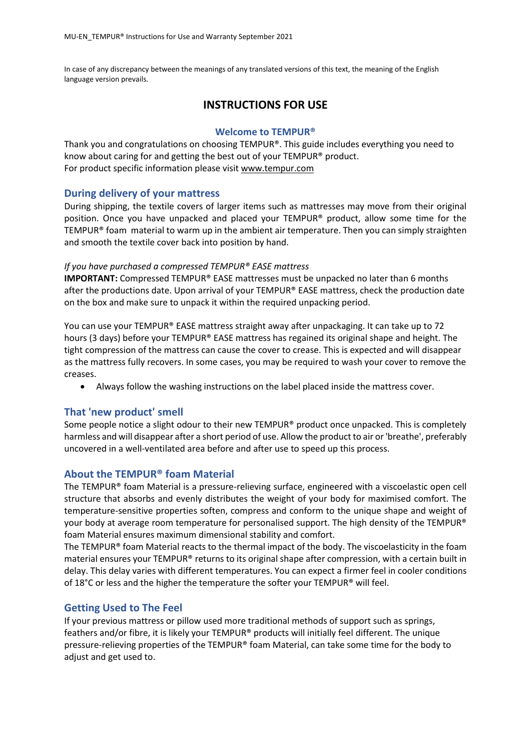In case of any discrepancy between the meanings of any translated versions of this text, the meaning of the English language version prevails.

# INSTRUCTIONS FOR USE

## Welcome to TEMPUR®

Thank you and congratulations on choosing TEMPUR®. This guide includes everything you need to know about caring for and getting the best out of your TEMPUR® product.
For product specific information please visit www.tempur.com

## During delivery of your mattress

During shipping, the textile covers of larger items such as mattresses may move from their original position. Once you have unpacked and placed your TEMPUR® product, allow some time for the TEMPUR® foam material to warm up in the ambient air temperature. Then you can simply straighten and smooth the textile cover back into position by hand.

*If you have purchased a compressed TEMPUR® EASE mattress*

**IMPORTANT:** Compressed TEMPUR® EASE mattresses must be unpacked no later than 6 months after the productions date. Upon arrival of your TEMPUR® EASE mattress, check the production date on the box and make sure to unpack it within the required unpacking period.

You can use your TEMPUR® EASE mattress straight away after unpackaging. It can take up to 72 hours (3 days) before your TEMPUR® EASE mattress has regained its original shape and height. The tight compression of the mattress can cause the cover to crease. This is expected and will disappear as the mattress fully recovers. In some cases, you may be required to wash your cover to remove the creases.

- Always follow the washing instructions on the label placed inside the mattress cover.

## That 'new product' smell

Some people notice a slight odour to their new TEMPUR® product once unpacked. This is completely harmless and will disappear after a short period of use. Allow the product to air or 'breathe', preferably uncovered in a well-ventilated area before and after use to speed up this process.

## About the TEMPUR® foam Material

The TEMPUR® foam Material is a pressure-relieving surface, engineered with a viscoelastic open cell structure that absorbs and evenly distributes the weight of your body for maximised comfort. The temperature-sensitive properties soften, compress and conform to the unique shape and weight of your body at average room temperature for personalised support. The high density of the TEMPUR® foam Material ensures maximum dimensional stability and comfort.
The TEMPUR® foam Material reacts to the thermal impact of the body. The viscoelasticity in the foam material ensures your TEMPUR® returns to its original shape after compression, with a certain built in delay. This delay varies with different temperatures. You can expect a firmer feel in cooler conditions of 18°C or less and the higher the temperature the softer your TEMPUR® will feel.

## Getting Used to The Feel

If your previous mattress or pillow used more traditional methods of support such as springs, feathers and/or fibre, it is likely your TEMPUR® products will initially feel different. The unique pressure-relieving properties of the TEMPUR® foam Material, can take some time for the body to adjust and get used to.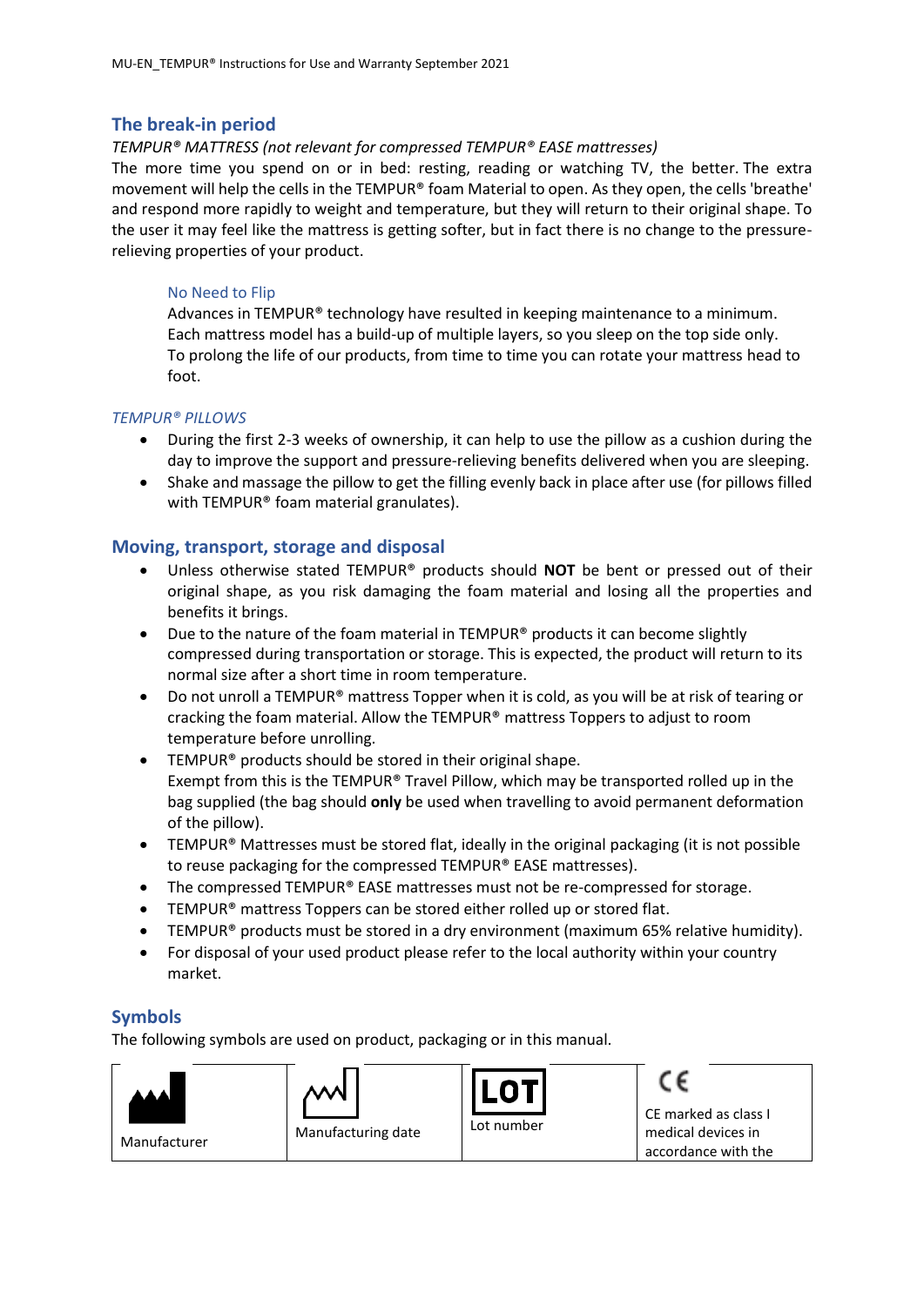## The break-in period

*TEMPUR® MATTRESS (not relevant for compressed TEMPUR® EASE mattresses)*

The more time you spend on or in bed: resting, reading or watching TV, the better. The extra movement will help the cells in the TEMPUR® foam Material to open. As they open, the cells 'breathe' and respond more rapidly to weight and temperature, but they will return to their original shape. To the user it may feel like the mattress is getting softer, but in fact there is no change to the pressure-relieving properties of your product.

### No Need to Flip

Advances in TEMPUR® technology have resulted in keeping maintenance to a minimum. Each mattress model has a build-up of multiple layers, so you sleep on the top side only. To prolong the life of our products, from time to time you can rotate your mattress head to foot.

*TEMPUR® PILLOWS*

- During the first 2-3 weeks of ownership, it can help to use the pillow as a cushion during the day to improve the support and pressure-relieving benefits delivered when you are sleeping.
- Shake and massage the pillow to get the filling evenly back in place after use (for pillows filled with TEMPUR® foam material granulates).

## Moving, transport, storage and disposal

- Unless otherwise stated TEMPUR® products should **NOT** be bent or pressed out of their original shape, as you risk damaging the foam material and losing all the properties and benefits it brings.
- Due to the nature of the foam material in TEMPUR® products it can become slightly compressed during transportation or storage. This is expected, the product will return to its normal size after a short time in room temperature.
- Do not unroll a TEMPUR® mattress Topper when it is cold, as you will be at risk of tearing or cracking the foam material. Allow the TEMPUR® mattress Toppers to adjust to room temperature before unrolling.
- TEMPUR® products should be stored in their original shape.
  Exempt from this is the TEMPUR® Travel Pillow, which may be transported rolled up in the bag supplied (the bag should **only** be used when travelling to avoid permanent deformation of the pillow).
- TEMPUR® Mattresses must be stored flat, ideally in the original packaging (it is not possible to reuse packaging for the compressed TEMPUR® EASE mattresses).
- The compressed TEMPUR® EASE mattresses must not be re-compressed for storage.
- TEMPUR® mattress Toppers can be stored either rolled up or stored flat.
- TEMPUR® products must be stored in a dry environment (maximum 65% relative humidity).
- For disposal of your used product please refer to the local authority within your country market.

## Symbols

The following symbols are used on product, packaging or in this manual.

| Manufacturer | Manufacturing date | LOT Lot number | CE CE marked as class I medical devices in accordance with the |
|---|---|---|---|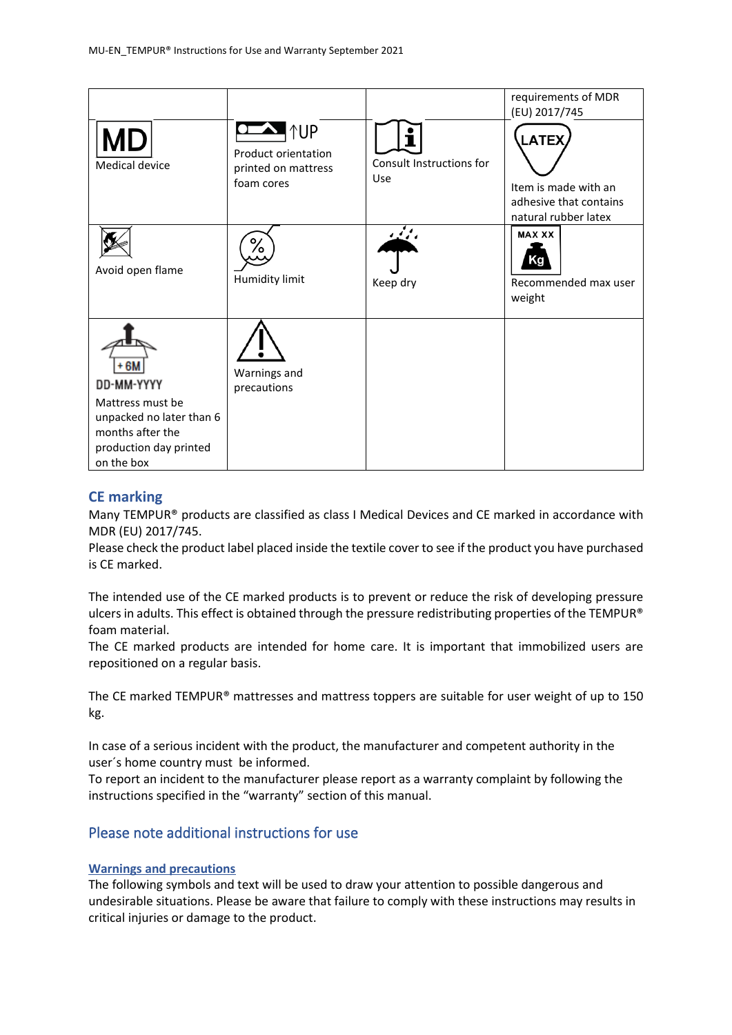| | | | requirements of MDR (EU) 2017/745 |
|---|---|---|---|
| MD<br>Medical device | ↑UP<br>Product orientation printed on mattress foam cores | Consult Instructions for Use | LATEX<br>Item is made with an adhesive that contains natural rubber latex |
| Avoid open flame | Humidity limit | Keep dry | MAX XX<br>Kg<br>Recommended max user weight |
| +6M<br>DD-MM-YYYY<br>Mattress must be unpacked no later than 6 months after the production day printed on the box | Warnings and precautions | | |

## CE marking

Many TEMPUR® products are classified as class I Medical Devices and CE marked in accordance with MDR (EU) 2017/745.
Please check the product label placed inside the textile cover to see if the product you have purchased is CE marked.

The intended use of the CE marked products is to prevent or reduce the risk of developing pressure ulcers in adults. This effect is obtained through the pressure redistributing properties of the TEMPUR® foam material.
The CE marked products are intended for home care. It is important that immobilized users are repositioned on a regular basis.

The CE marked TEMPUR® mattresses and mattress toppers are suitable for user weight of up to 150 kg.

In case of a serious incident with the product, the manufacturer and competent authority in the user´s home country must be informed.
To report an incident to the manufacturer please report as a warranty complaint by following the instructions specified in the "warranty" section of this manual.

## Please note additional instructions for use

### Warnings and precautions

The following symbols and text will be used to draw your attention to possible dangerous and undesirable situations. Please be aware that failure to comply with these instructions may results in critical injuries or damage to the product.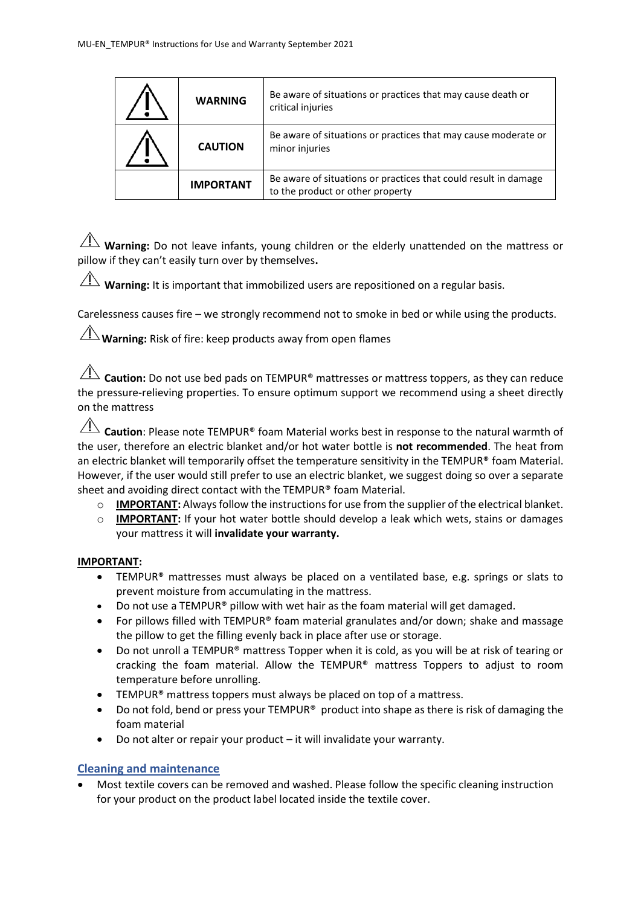| | | |
|---|---|---|
| ⚠ | **WARNING** | Be aware of situations or practices that may cause death or critical injuries |
| ⚠ | **CAUTION** | Be aware of situations or practices that may cause moderate or minor injuries |
| | **IMPORTANT** | Be aware of situations or practices that could result in damage to the product or other property |

⚠ **Warning:** Do not leave infants, young children or the elderly unattended on the mattress or pillow if they can't easily turn over by themselves**.**

⚠ **Warning:** It is important that immobilized users are repositioned on a regular basis.

Carelessness causes fire – we strongly recommend not to smoke in bed or while using the products.

⚠ **Warning:** Risk of fire: keep products away from open flames

⚠ **Caution:** Do not use bed pads on TEMPUR® mattresses or mattress toppers, as they can reduce the pressure-relieving properties. To ensure optimum support we recommend using a sheet directly on the mattress

⚠ **Caution**: Please note TEMPUR® foam Material works best in response to the natural warmth of the user, therefore an electric blanket and/or hot water bottle is **not recommended**. The heat from an electric blanket will temporarily offset the temperature sensitivity in the TEMPUR® foam Material. However, if the user would still prefer to use an electric blanket, we suggest doing so over a separate sheet and avoiding direct contact with the TEMPUR® foam Material.

- **IMPORTANT:** Always follow the instructions for use from the supplier of the electrical blanket.
- **IMPORTANT:** If your hot water bottle should develop a leak which wets, stains or damages your mattress it will **invalidate your warranty.**

**IMPORTANT:**

- TEMPUR® mattresses must always be placed on a ventilated base, e.g. springs or slats to prevent moisture from accumulating in the mattress.
- Do not use a TEMPUR® pillow with wet hair as the foam material will get damaged.
- For pillows filled with TEMPUR® foam material granulates and/or down; shake and massage the pillow to get the filling evenly back in place after use or storage.
- Do not unroll a TEMPUR® mattress Topper when it is cold, as you will be at risk of tearing or cracking the foam material. Allow the TEMPUR® mattress Toppers to adjust to room temperature before unrolling.
- TEMPUR® mattress toppers must always be placed on top of a mattress.
- Do not fold, bend or press your TEMPUR® product into shape as there is risk of damaging the foam material
- Do not alter or repair your product – it will invalidate your warranty.

## Cleaning and maintenance

- Most textile covers can be removed and washed. Please follow the specific cleaning instruction for your product on the product label located inside the textile cover.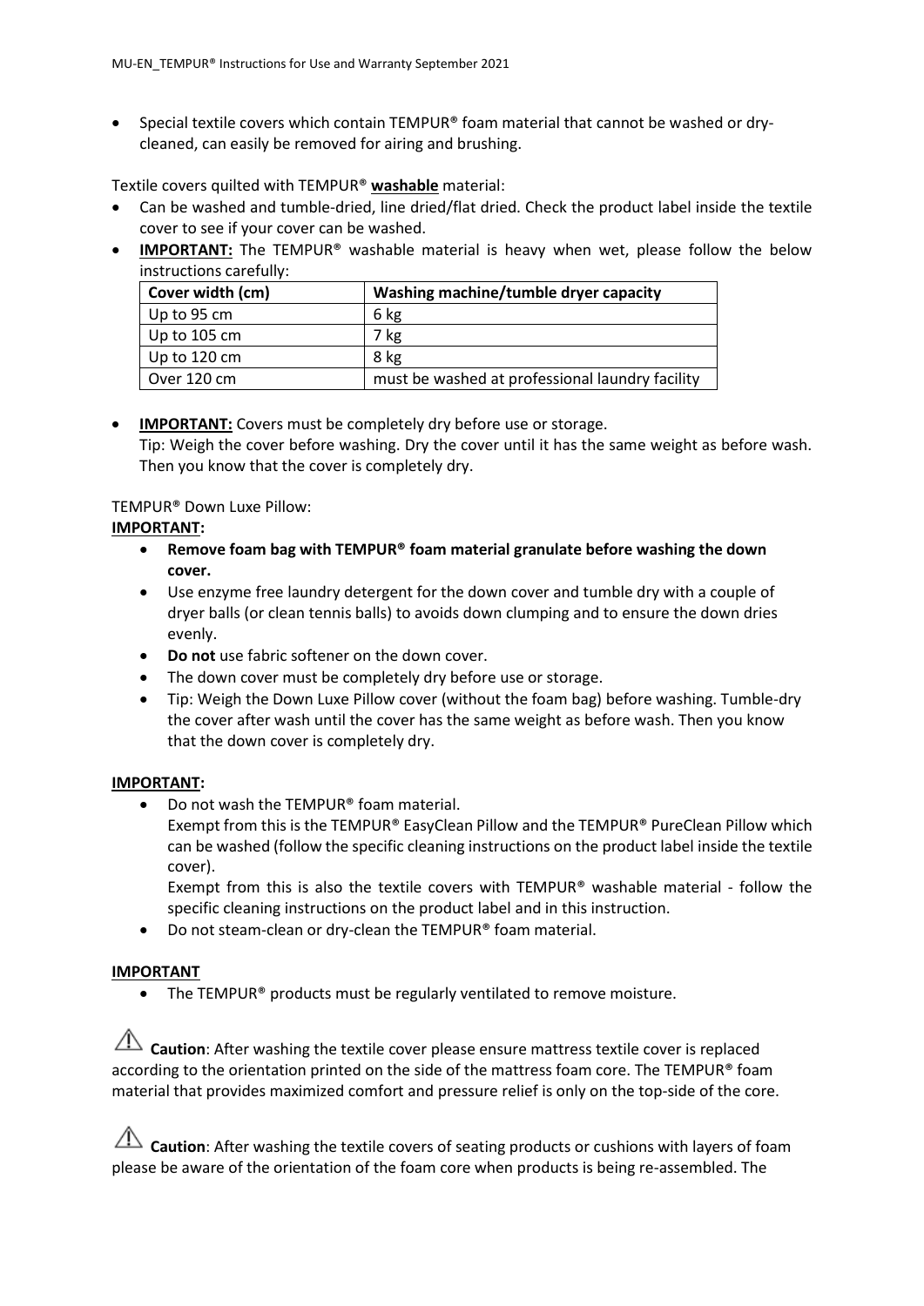- Special textile covers which contain TEMPUR® foam material that cannot be washed or dry-cleaned, can easily be removed for airing and brushing.

Textile covers quilted with TEMPUR® **washable** material:

- Can be washed and tumble-dried, line dried/flat dried. Check the product label inside the textile cover to see if your cover can be washed.
- **IMPORTANT:** The TEMPUR® washable material is heavy when wet, please follow the below instructions carefully:

| Cover width (cm) | Washing machine/tumble dryer capacity |
| --- | --- |
| Up to 95 cm | 6 kg |
| Up to 105 cm | 7 kg |
| Up to 120 cm | 8 kg |
| Over 120 cm | must be washed at professional laundry facility |

- **IMPORTANT:** Covers must be completely dry before use or storage.
  Tip: Weigh the cover before washing. Dry the cover until it has the same weight as before wash. Then you know that the cover is completely dry.

TEMPUR® Down Luxe Pillow:

**IMPORTANT:**

- **Remove foam bag with TEMPUR® foam material granulate before washing the down cover.**
- Use enzyme free laundry detergent for the down cover and tumble dry with a couple of dryer balls (or clean tennis balls) to avoids down clumping and to ensure the down dries evenly.
- **Do not** use fabric softener on the down cover.
- The down cover must be completely dry before use or storage.
- Tip: Weigh the Down Luxe Pillow cover (without the foam bag) before washing. Tumble-dry the cover after wash until the cover has the same weight as before wash. Then you know that the down cover is completely dry.

**IMPORTANT:**

- Do not wash the TEMPUR® foam material.
  Exempt from this is the TEMPUR® EasyClean Pillow and the TEMPUR® PureClean Pillow which can be washed (follow the specific cleaning instructions on the product label inside the textile cover).
  Exempt from this is also the textile covers with TEMPUR® washable material - follow the specific cleaning instructions on the product label and in this instruction.
- Do not steam-clean or dry-clean the TEMPUR® foam material.

**IMPORTANT**

- The TEMPUR® products must be regularly ventilated to remove moisture.

⚠ **Caution**: After washing the textile cover please ensure mattress textile cover is replaced according to the orientation printed on the side of the mattress foam core. The TEMPUR® foam material that provides maximized comfort and pressure relief is only on the top-side of the core.

⚠ **Caution**: After washing the textile covers of seating products or cushions with layers of foam please be aware of the orientation of the foam core when products is being re-assembled. The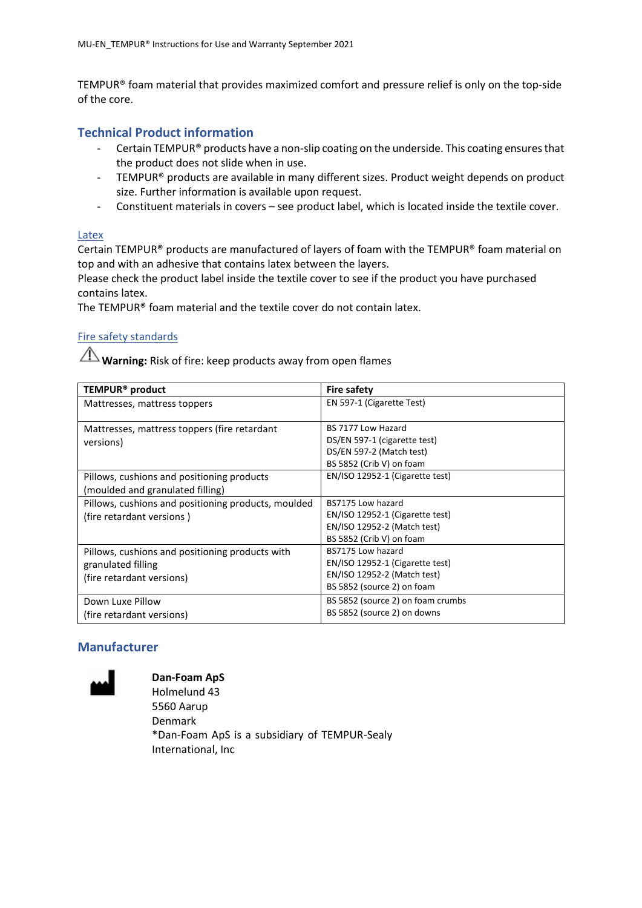TEMPUR® foam material that provides maximized comfort and pressure relief is only on the top-side of the core.

## Technical Product information

- Certain TEMPUR® products have a non-slip coating on the underside. This coating ensures that the product does not slide when in use.
- TEMPUR® products are available in many different sizes. Product weight depends on product size. Further information is available upon request.
- Constituent materials in covers – see product label, which is located inside the textile cover.

### Latex

Certain TEMPUR® products are manufactured of layers of foam with the TEMPUR® foam material on top and with an adhesive that contains latex between the layers.
Please check the product label inside the textile cover to see if the product you have purchased contains latex.
The TEMPUR® foam material and the textile cover do not contain latex.

### Fire safety standards

⚠ **Warning:** Risk of fire: keep products away from open flames

| TEMPUR® product | Fire safety |
|---|---|
| Mattresses, mattress toppers | EN 597-1 (Cigarette Test) |
| Mattresses, mattress toppers (fire retardant versions) | BS 7177 Low Hazard<br>DS/EN 597-1 (cigarette test)<br>DS/EN 597-2 (Match test)<br>BS 5852 (Crib V) on foam |
| Pillows, cushions and positioning products (moulded and granulated filling) | EN/ISO 12952-1 (Cigarette test) |
| Pillows, cushions and positioning products, moulded (fire retardant versions ) | BS7175 Low hazard<br>EN/ISO 12952-1 (Cigarette test)<br>EN/ISO 12952-2 (Match test)<br>BS 5852 (Crib V) on foam |
| Pillows, cushions and positioning products with granulated filling (fire retardant versions) | BS7175 Low hazard<br>EN/ISO 12952-1 (Cigarette test)<br>EN/ISO 12952-2 (Match test)<br>BS 5852 (source 2) on foam |
| Down Luxe Pillow (fire retardant versions) | BS 5852 (source 2) on foam crumbs<br>BS 5852 (source 2) on downs |

## Manufacturer

**Dan-Foam ApS**
Holmelund 43
5560 Aarup
Denmark
*Dan-Foam ApS is a subsidiary of TEMPUR-Sealy International, Inc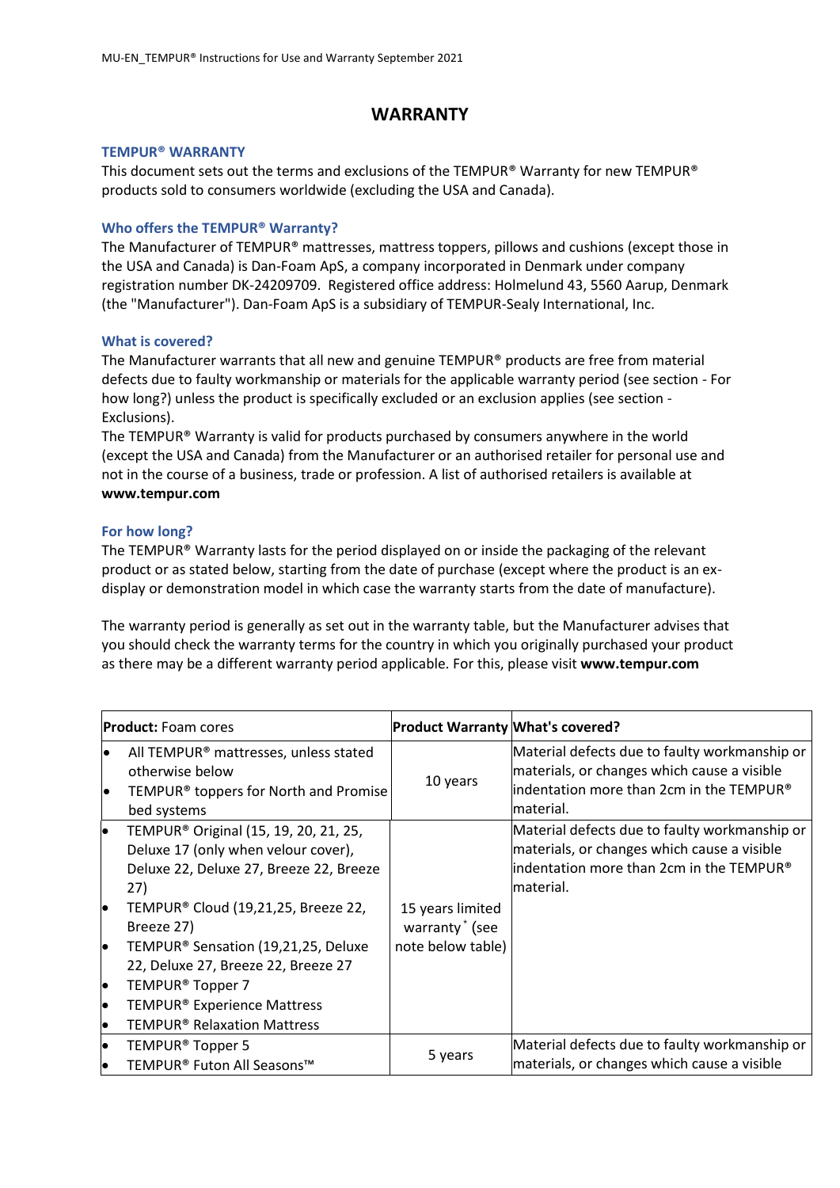# WARRANTY

### TEMPUR® WARRANTY

This document sets out the terms and exclusions of the TEMPUR® Warranty for new TEMPUR® products sold to consumers worldwide (excluding the USA and Canada).

### Who offers the TEMPUR® Warranty?

The Manufacturer of TEMPUR® mattresses, mattress toppers, pillows and cushions (except those in the USA and Canada) is Dan-Foam ApS, a company incorporated in Denmark under company registration number DK-24209709. Registered office address: Holmelund 43, 5560 Aarup, Denmark (the "Manufacturer"). Dan-Foam ApS is a subsidiary of TEMPUR-Sealy International, Inc.

### What is covered?

The Manufacturer warrants that all new and genuine TEMPUR® products are free from material defects due to faulty workmanship or materials for the applicable warranty period (see section - For how long?) unless the product is specifically excluded or an exclusion applies (see section - Exclusions).

The TEMPUR® Warranty is valid for products purchased by consumers anywhere in the world (except the USA and Canada) from the Manufacturer or an authorised retailer for personal use and not in the course of a business, trade or profession. A list of authorised retailers is available at **www.tempur.com**

### For how long?

The TEMPUR® Warranty lasts for the period displayed on or inside the packaging of the relevant product or as stated below, starting from the date of purchase (except where the product is an ex-display or demonstration model in which case the warranty starts from the date of manufacture).

The warranty period is generally as set out in the warranty table, but the Manufacturer advises that you should check the warranty terms for the country in which you originally purchased your product as there may be a different warranty period applicable. For this, please visit **www.tempur.com**

| **Product:** Foam cores | **Product Warranty** | **What's covered?** |
| --- | --- | --- |
| • All TEMPUR® mattresses, unless stated otherwise below<br>• TEMPUR® toppers for North and Promise bed systems | 10 years | Material defects due to faulty workmanship or materials, or changes which cause a visible indentation more than 2cm in the TEMPUR® material. |
| • TEMPUR® Original (15, 19, 20, 21, 25, Deluxe 17 (only when velour cover), Deluxe 22, Deluxe 27, Breeze 22, Breeze 27)<br>• TEMPUR® Cloud (19,21,25, Breeze 22, Breeze 27)<br>• TEMPUR® Sensation (19,21,25, Deluxe 22, Deluxe 27, Breeze 22, Breeze 27<br>• TEMPUR® Topper 7<br>• TEMPUR® Experience Mattress<br>• TEMPUR® Relaxation Mattress | 15 years limited warranty * (see note below table) | Material defects due to faulty workmanship or materials, or changes which cause a visible indentation more than 2cm in the TEMPUR® material. |
| • TEMPUR® Topper 5<br>• TEMPUR® Futon All Seasons™ | 5 years | Material defects due to faulty workmanship or materials, or changes which cause a visible |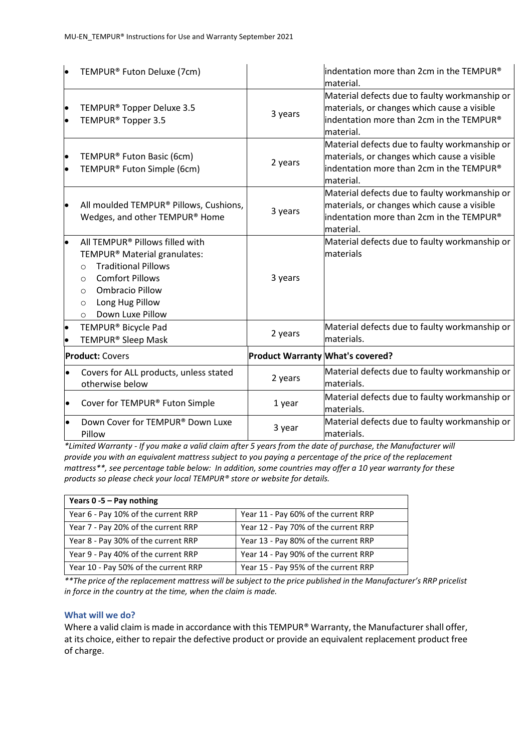| | | |
|---|---|---|
| • TEMPUR® Futon Deluxe (7cm) | | indentation more than 2cm in the TEMPUR® material. |
| • TEMPUR® Topper Deluxe 3.5<br>• TEMPUR® Topper 3.5 | 3 years | Material defects due to faulty workmanship or materials, or changes which cause a visible indentation more than 2cm in the TEMPUR® material. |
| • TEMPUR® Futon Basic (6cm)<br>• TEMPUR® Futon Simple (6cm) | 2 years | Material defects due to faulty workmanship or materials, or changes which cause a visible indentation more than 2cm in the TEMPUR® material. |
| • All moulded TEMPUR® Pillows, Cushions, Wedges, and other TEMPUR® Home | 3 years | Material defects due to faulty workmanship or materials, or changes which cause a visible indentation more than 2cm in the TEMPUR® material. |
| • All TEMPUR® Pillows filled with TEMPUR® Material granulates:<br>○ Traditional Pillows<br>○ Comfort Pillows<br>○ Ombracio Pillow<br>○ Long Hug Pillow<br>○ Down Luxe Pillow | 3 years | Material defects due to faulty workmanship or materials |
| • TEMPUR® Bicycle Pad<br>• TEMPUR® Sleep Mask | 2 years | Material defects due to faulty workmanship or materials. |
| **Product:** Covers | **Product Warranty** | **What's covered?** |
| • Covers for ALL products, unless stated otherwise below | 2 years | Material defects due to faulty workmanship or materials. |
| • Cover for TEMPUR® Futon Simple | 1 year | Material defects due to faulty workmanship or materials. |
| • Down Cover for TEMPUR® Down Luxe Pillow | 3 year | Material defects due to faulty workmanship or materials. |

**Limited Warranty - If you make a valid claim after 5 years from the date of purchase, the Manufacturer will provide you with an equivalent mattress subject to you paying a percentage of the price of the replacement mattress**, see percentage table below: In addition, some countries may offer a 10 year warranty for these products so please check your local TEMPUR® store or website for details.*

| **Years 0 -5 – Pay nothing** | |
|---|---|
| Year 6 - Pay 10% of the current RRP | Year 11 - Pay 60% of the current RRP |
| Year 7 - Pay 20% of the current RRP | Year 12 - Pay 70% of the current RRP |
| Year 8 - Pay 30% of the current RRP | Year 13 - Pay 80% of the current RRP |
| Year 9 - Pay 40% of the current RRP | Year 14 - Pay 90% of the current RRP |
| Year 10 - Pay 50% of the current RRP | Year 15 - Pay 95% of the current RRP |

***The price of the replacement mattress will be subject to the price published in the Manufacturer's RRP pricelist in force in the country at the time, when the claim is made.*

### What will we do?

Where a valid claim is made in accordance with this TEMPUR® Warranty, the Manufacturer shall offer, at its choice, either to repair the defective product or provide an equivalent replacement product free of charge.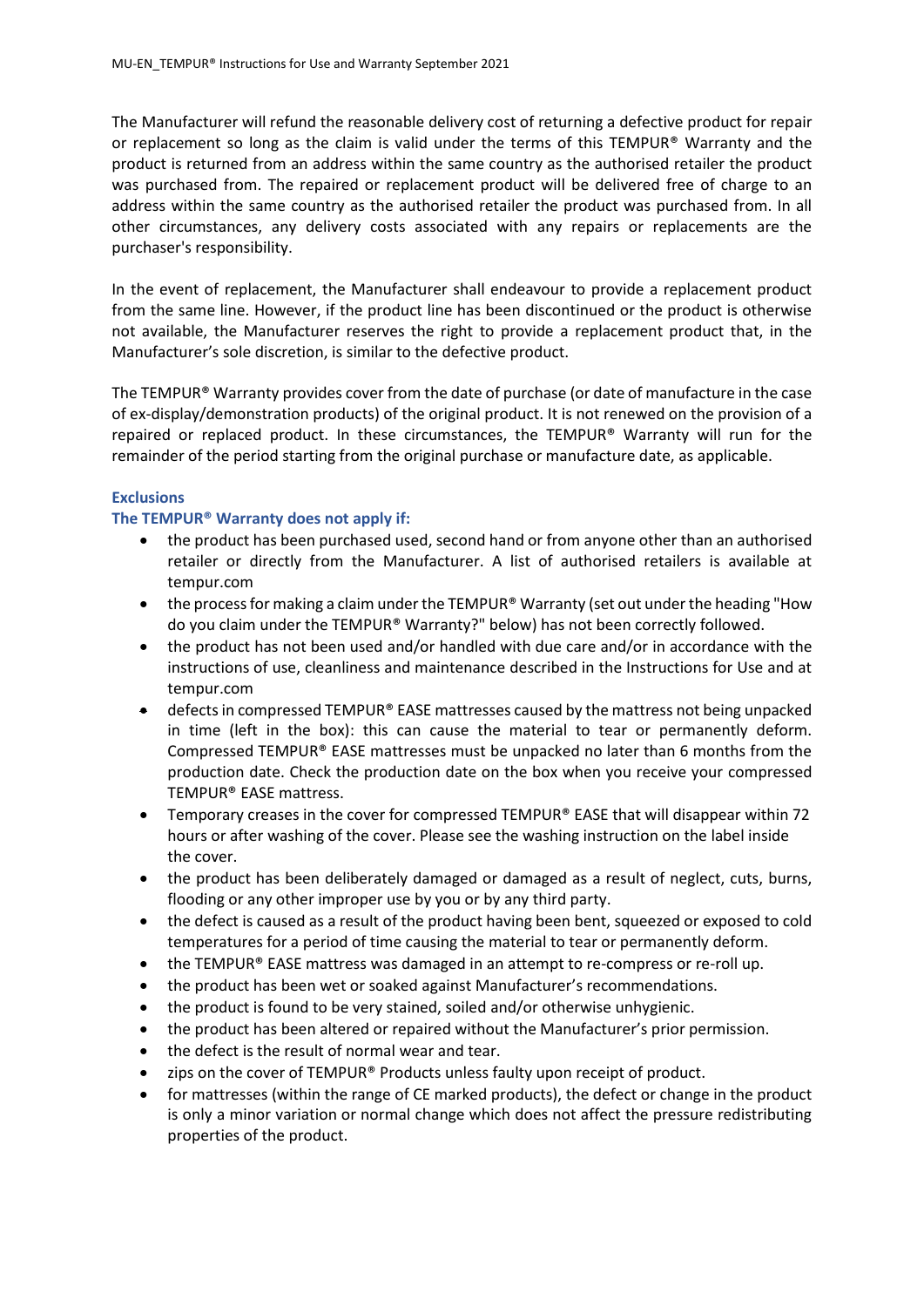The Manufacturer will refund the reasonable delivery cost of returning a defective product for repair or replacement so long as the claim is valid under the terms of this TEMPUR® Warranty and the product is returned from an address within the same country as the authorised retailer the product was purchased from. The repaired or replacement product will be delivered free of charge to an address within the same country as the authorised retailer the product was purchased from. In all other circumstances, any delivery costs associated with any repairs or replacements are the purchaser's responsibility.

In the event of replacement, the Manufacturer shall endeavour to provide a replacement product from the same line. However, if the product line has been discontinued or the product is otherwise not available, the Manufacturer reserves the right to provide a replacement product that, in the Manufacturer's sole discretion, is similar to the defective product.

The TEMPUR® Warranty provides cover from the date of purchase (or date of manufacture in the case of ex-display/demonstration products) of the original product. It is not renewed on the provision of a repaired or replaced product. In these circumstances, the TEMPUR® Warranty will run for the remainder of the period starting from the original purchase or manufacture date, as applicable.

### Exclusions

**The TEMPUR® Warranty does not apply if:**

- the product has been purchased used, second hand or from anyone other than an authorised retailer or directly from the Manufacturer. A list of authorised retailers is available at tempur.com
- the process for making a claim under the TEMPUR® Warranty (set out under the heading "How do you claim under the TEMPUR® Warranty?" below) has not been correctly followed.
- the product has not been used and/or handled with due care and/or in accordance with the instructions of use, cleanliness and maintenance described in the Instructions for Use and at tempur.com
- defects in compressed TEMPUR® EASE mattresses caused by the mattress not being unpacked in time (left in the box): this can cause the material to tear or permanently deform. Compressed TEMPUR® EASE mattresses must be unpacked no later than 6 months from the production date. Check the production date on the box when you receive your compressed TEMPUR® EASE mattress.
- Temporary creases in the cover for compressed TEMPUR® EASE that will disappear within 72 hours or after washing of the cover. Please see the washing instruction on the label inside the cover.
- the product has been deliberately damaged or damaged as a result of neglect, cuts, burns, flooding or any other improper use by you or by any third party.
- the defect is caused as a result of the product having been bent, squeezed or exposed to cold temperatures for a period of time causing the material to tear or permanently deform.
- the TEMPUR® EASE mattress was damaged in an attempt to re-compress or re-roll up.
- the product has been wet or soaked against Manufacturer's recommendations.
- the product is found to be very stained, soiled and/or otherwise unhygienic.
- the product has been altered or repaired without the Manufacturer's prior permission.
- the defect is the result of normal wear and tear.
- zips on the cover of TEMPUR® Products unless faulty upon receipt of product.
- for mattresses (within the range of CE marked products), the defect or change in the product is only a minor variation or normal change which does not affect the pressure redistributing properties of the product.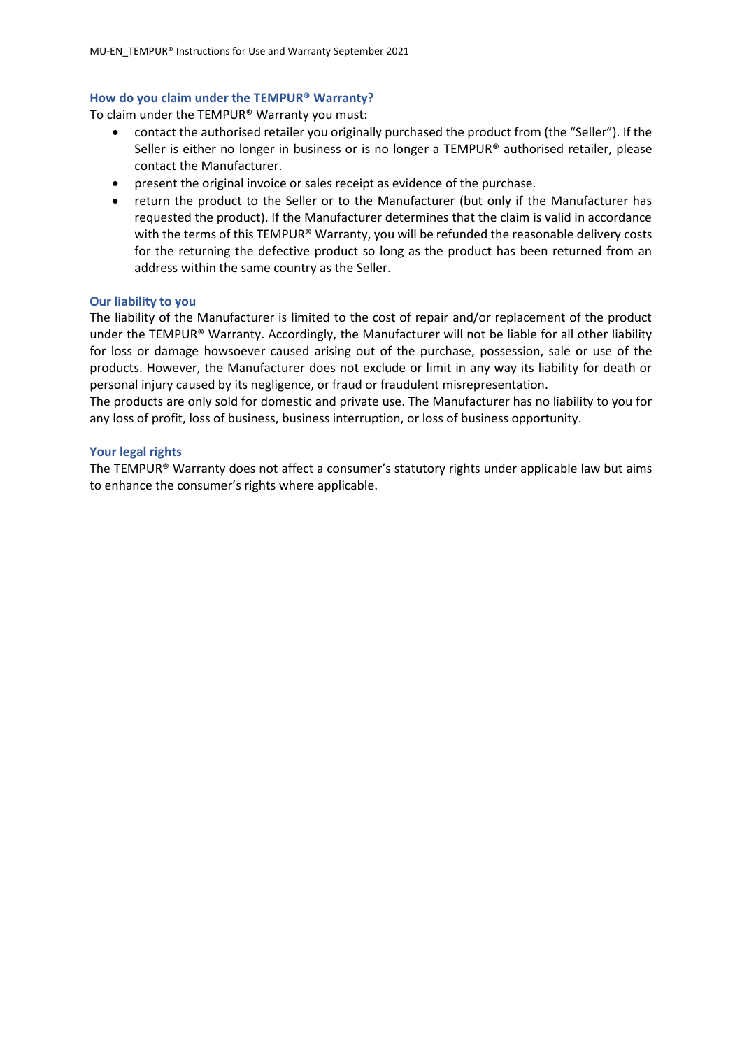### How do you claim under the TEMPUR® Warranty?

To claim under the TEMPUR® Warranty you must:

- contact the authorised retailer you originally purchased the product from (the "Seller"). If the Seller is either no longer in business or is no longer a TEMPUR® authorised retailer, please contact the Manufacturer.
- present the original invoice or sales receipt as evidence of the purchase.
- return the product to the Seller or to the Manufacturer (but only if the Manufacturer has requested the product). If the Manufacturer determines that the claim is valid in accordance with the terms of this TEMPUR® Warranty, you will be refunded the reasonable delivery costs for the returning the defective product so long as the product has been returned from an address within the same country as the Seller.

### Our liability to you

The liability of the Manufacturer is limited to the cost of repair and/or replacement of the product under the TEMPUR® Warranty. Accordingly, the Manufacturer will not be liable for all other liability for loss or damage howsoever caused arising out of the purchase, possession, sale or use of the products. However, the Manufacturer does not exclude or limit in any way its liability for death or personal injury caused by its negligence, or fraud or fraudulent misrepresentation.

The products are only sold for domestic and private use. The Manufacturer has no liability to you for any loss of profit, loss of business, business interruption, or loss of business opportunity.

### Your legal rights

The TEMPUR® Warranty does not affect a consumer's statutory rights under applicable law but aims to enhance the consumer's rights where applicable.